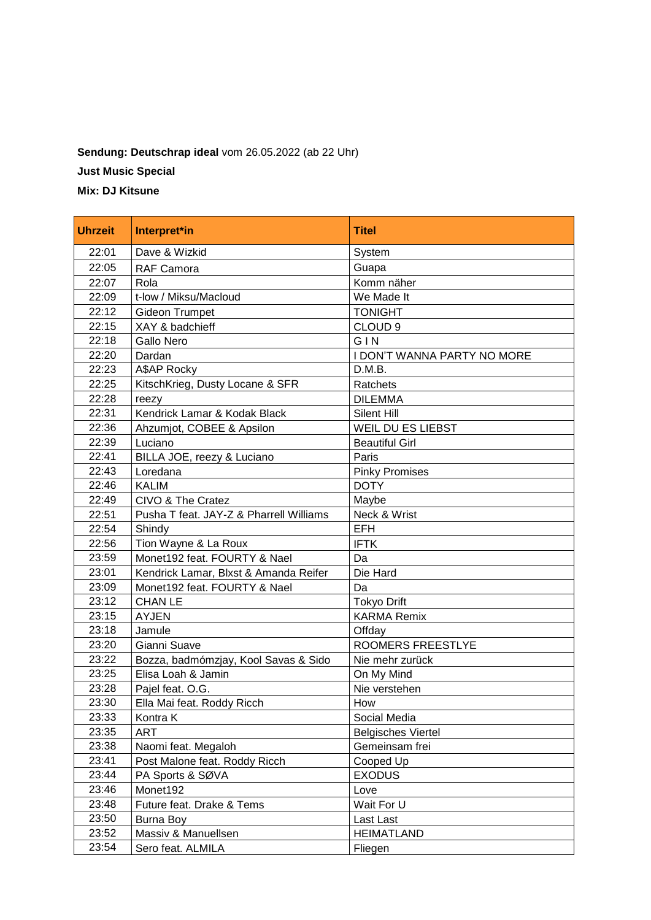**Sendung: Deutschrap ideal** vom 26.05.2022 (ab 22 Uhr)

**Just Music Special**

**Mix: DJ Kitsune**

| Uhrzeit | Interpret*in | Titel |
|---|---|---|
| 22:01 | Dave & Wizkid | System |
| 22:05 | RAF Camora | Guapa |
| 22:07 | Rola | Komm näher |
| 22:09 | t-low / Miksu/Macloud | We Made It |
| 22:12 | Gideon Trumpet | TONIGHT |
| 22:15 | XAY & badchieff | CLOUD 9 |
| 22:18 | Gallo Nero | G I N |
| 22:20 | Dardan | I DON'T WANNA PARTY NO MORE |
| 22:23 | A$AP Rocky | D.M.B. |
| 22:25 | KitschKrieg, Dusty Locane & SFR | Ratchets |
| 22:28 | reezy | DILEMMA |
| 22:31 | Kendrick Lamar & Kodak Black | Silent Hill |
| 22:36 | Ahzumjot, COBEE & Apsilon | WEIL DU ES LIEBST |
| 22:39 | Luciano | Beautiful Girl |
| 22:41 | BILLA JOE, reezy & Luciano | Paris |
| 22:43 | Loredana | Pinky Promises |
| 22:46 | KALIM | DOTY |
| 22:49 | CIVO & The Cratez | Maybe |
| 22:51 | Pusha T feat. JAY-Z & Pharrell Williams | Neck & Wrist |
| 22:54 | Shindy | EFH |
| 22:56 | Tion Wayne & La Roux | IFTK |
| 23:59 | Monet192 feat. FOURTY & Nael | Da |
| 23:01 | Kendrick Lamar, Blxst & Amanda Reifer | Die Hard |
| 23:09 | Monet192 feat. FOURTY & Nael | Da |
| 23:12 | CHAN LE | Tokyo Drift |
| 23:15 | AYJEN | KARMA Remix |
| 23:18 | Jamule | Offday |
| 23:20 | Gianni Suave | ROOMERS FREESTLYE |
| 23:22 | Bozza, badmómzjay, Kool Savas & Sido | Nie mehr zurück |
| 23:25 | Elisa Loah & Jamin | On My Mind |
| 23:28 | Pajel feat. O.G. | Nie verstehen |
| 23:30 | Ella Mai feat. Roddy Ricch | How |
| 23:33 | Kontra K | Social Media |
| 23:35 | ART | Belgisches Viertel |
| 23:38 | Naomi feat. Megaloh | Gemeinsam frei |
| 23:41 | Post Malone feat. Roddy Ricch | Cooped Up |
| 23:44 | PA Sports & SØVA | EXODUS |
| 23:46 | Monet192 | Love |
| 23:48 | Future feat. Drake & Tems | Wait For U |
| 23:50 | Burna Boy | Last Last |
| 23:52 | Massiv & Manuellsen | HEIMATLAND |
| 23:54 | Sero feat. ALMILA | Fliegen |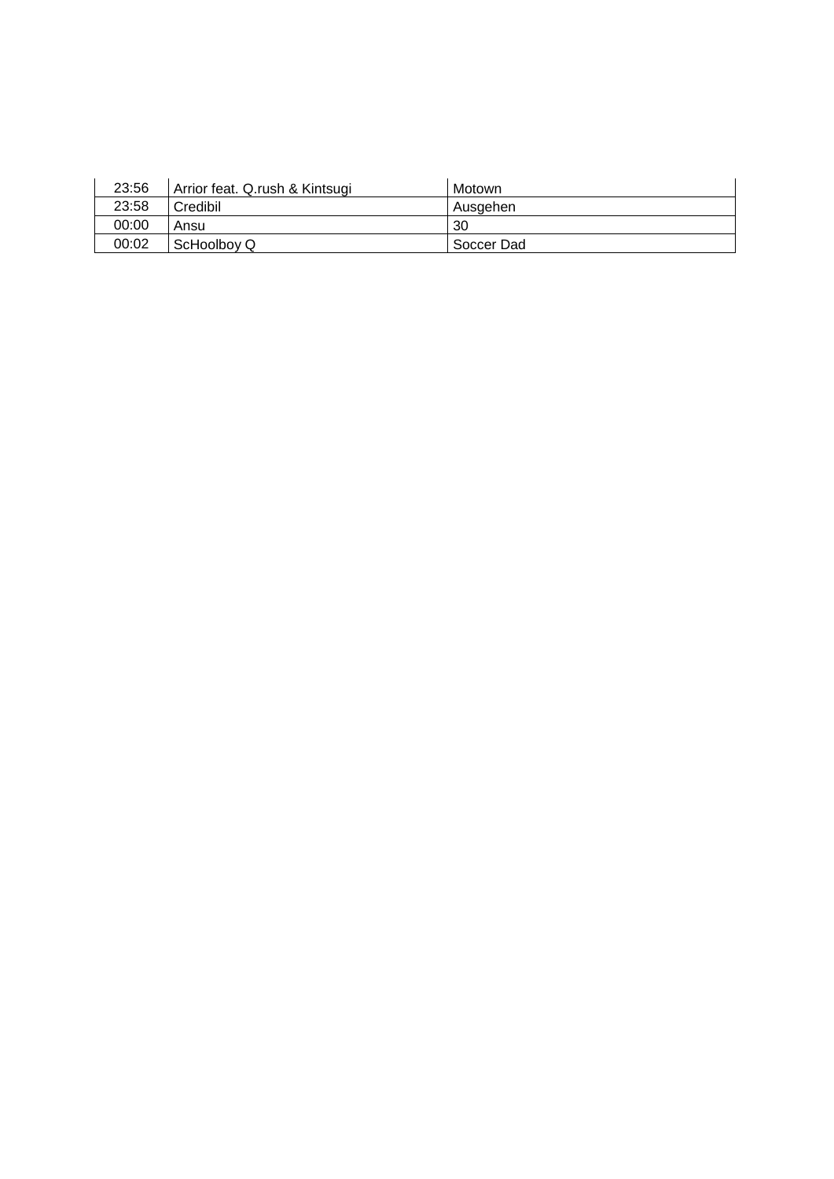| | | |
|---|---|---|
| 23:56 | Arrior feat. Q.rush & Kintsugi | Motown |
| 23:58 | Credibil | Ausgehen |
| 00:00 | Ansu | 30 |
| 00:02 | ScHoolboy Q | Soccer Dad |